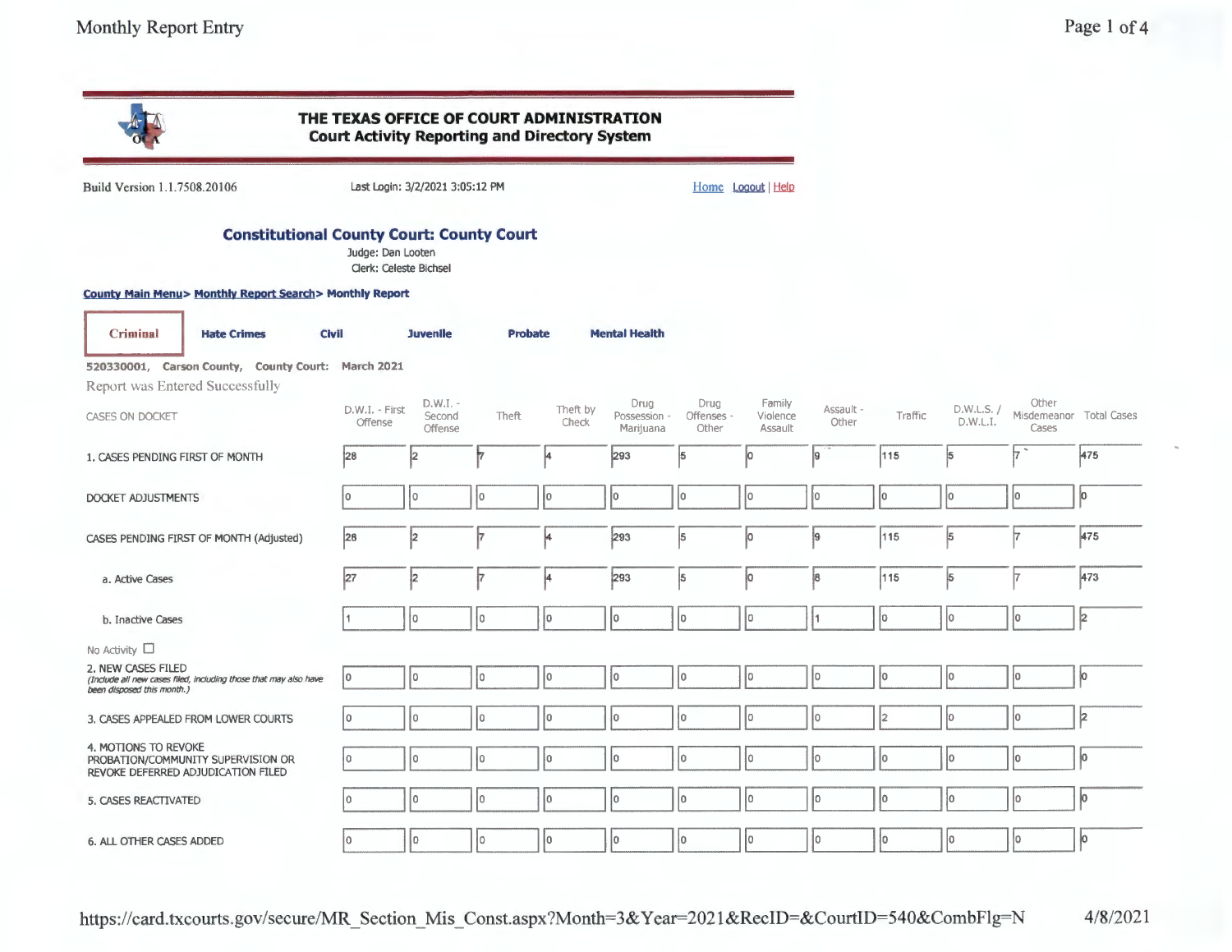# THE TEXAS OFFICE OF COURT ADMINISTRATION
## Court Activity Reporting and Directory System

Build Version 1.1.7508.20106 | Last Login: 3/2/2021 3:05:12 PM | Home Logout | Help

## Constitutional County Court: County Court

Judge: Dan Looten

Clerk: Celeste Bichsel

County Main Menu> Monthly Report Search> Monthly Report

**Criminal** | Hate Crimes | Civil | Juvenile | Probate | Mental Health

520330001, Carson County, County Court: March 2021

Report was Entered Successfully

| CASES ON DOCKET | D.W.I. - First Offense | D.W.I. - Second Offense | Theft | Theft by Check | Drug Possession - Marijuana | Drug Offenses - Other | Family Violence Assault | Assault - Other | Traffic | D.W.L.S. / D.W.L.I. | Other Misdemeanor Cases | Total Cases |
|---|---|---|---|---|---|---|---|---|---|---|---|---|
| 1. CASES PENDING FIRST OF MONTH | 28 | 2 | 7 | 4 | 293 | 5 | 0 | 9 | 115 | 5 | 7 | 475 |
| DOCKET ADJUSTMENTS | 0 | 0 | 0 | 0 | 0 | 0 | 0 | 0 | 0 | 0 | 0 | 0 |
| CASES PENDING FIRST OF MONTH (Adjusted) | 28 | 2 | 7 | 4 | 293 | 5 | 0 | 9 | 115 | 5 | 7 | 475 |
| a. Active Cases | 27 | 2 | 7 | 4 | 293 | 5 | 0 | 8 | 115 | 5 | 7 | 473 |
| b. Inactive Cases | 1 | 0 | 0 | 0 | 0 | 0 | 0 | 1 | 0 | 0 | 0 | 2 |
| No Activity ☐ | | | | | | | | | | | | |
| 2. NEW CASES FILED *(Include all new cases filed, including those that may also have been disposed this month.)* | 0 | 0 | 0 | 0 | 0 | 0 | 0 | 0 | 0 | 0 | 0 | 0 |
| 3. CASES APPEALED FROM LOWER COURTS | 0 | 0 | 0 | 0 | 0 | 0 | 0 | 0 | 2 | 0 | 0 | 2 |
| 4. MOTIONS TO REVOKE PROBATION/COMMUNITY SUPERVISION OR REVOKE DEFERRED ADJUDICATION FILED | 0 | 0 | 0 | 0 | 0 | 0 | 0 | 0 | 0 | 0 | 0 | 0 |
| 5. CASES REACTIVATED | 0 | 0 | 0 | 0 | 0 | 0 | 0 | 0 | 0 | 0 | 0 | 0 |
| 6. ALL OTHER CASES ADDED | 0 | 0 | 0 | 0 | 0 | 0 | 0 | 0 | 0 | 0 | 0 | 0 |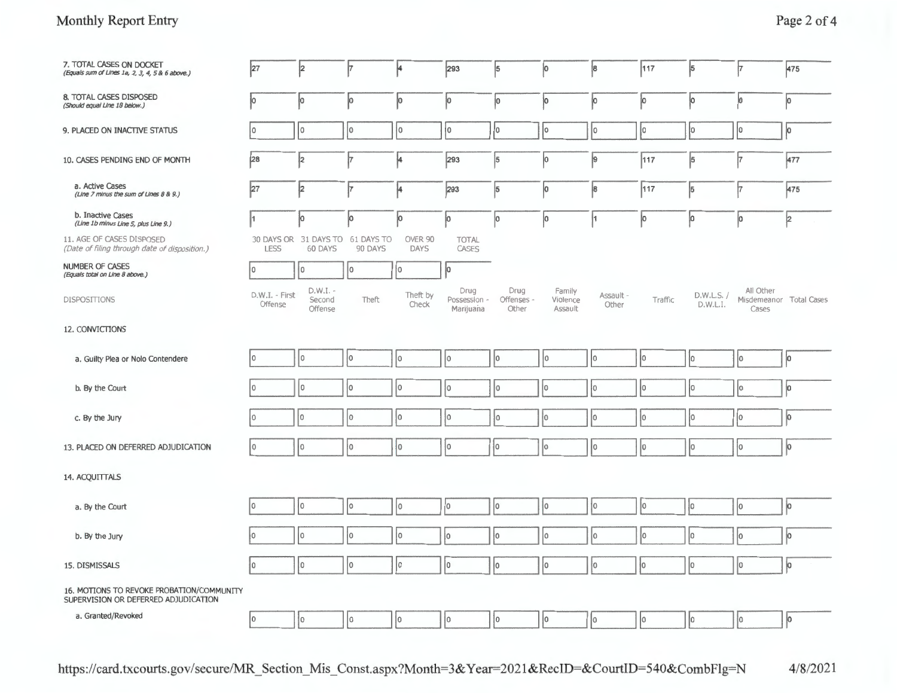| | D.W.I. - First Offense | D.W.I. - Second Offense | Theft | Theft by Check | Drug Possession - Marijuana | Drug Offenses - Other | Family Violence Assault | Assault - Other | Traffic | D.W.L.S. / D.W.L.I. | All Other Misdemeanor Cases | Total Cases |
|---|---|---|---|---|---|---|---|---|---|---|---|---|
| 7. TOTAL CASES ON DOCKET *(Equals sum of Lines 1a, 2, 3, 4, 5 & 6 above.)* | 27 | 2 | 7 | 4 | 293 | 5 | 0 | 8 | 117 | 5 | 7 | 475 |
| 8. TOTAL CASES DISPOSED *(Should equal Line 18 below.)* | 0 | 0 | 0 | 0 | 0 | 0 | 0 | 0 | 0 | 0 | 0 | 0 |
| 9. PLACED ON INACTIVE STATUS | 0 | 0 | 0 | 0 | 0 | 0 | 0 | 0 | 0 | 0 | 0 | 0 |
| 10. CASES PENDING END OF MONTH | 28 | 2 | 7 | 4 | 293 | 5 | 0 | 9 | 117 | 5 | 7 | 477 |
| a. Active Cases *(Line 7 minus the sum of Lines 8 & 9.)* | 27 | 2 | 7 | 4 | 293 | 5 | 0 | 8 | 117 | 5 | 7 | 475 |
| b. Inactive Cases *(Line 1b minus Line 5, plus Line 9.)* | 1 | 0 | 0 | 0 | 0 | 0 | 0 | 1 | 0 | 0 | 0 | 2 |

| 11. AGE OF CASES DISPOSED *(Date of filing through date of disposition.)* | 30 DAYS OR LESS | 31 DAYS TO 60 DAYS | 61 DAYS TO 90 DAYS | OVER 90 DAYS | TOTAL CASES |
|---|---|---|---|---|---|
| NUMBER OF CASES *(Equals total on Line 8 above.)* | 0 | 0 | 0 | 0 | 0 |

| DISPOSITIONS | D.W.I. - First Offense | D.W.I. - Second Offense | Theft | Theft by Check | Drug Possession - Marijuana | Drug Offenses - Other | Family Violence Assault | Assault - Other | Traffic | D.W.L.S. / D.W.L.I. | All Other Misdemeanor Cases | Total Cases |
|---|---|---|---|---|---|---|---|---|---|---|---|---|
| 12. CONVICTIONS | | | | | | | | | | | | |
| a. Guilty Plea or Nolo Contendere | 0 | 0 | 0 | 0 | 0 | 0 | 0 | 0 | 0 | 0 | 0 | 0 |
| b. By the Court | 0 | 0 | 0 | 0 | 0 | 0 | 0 | 0 | 0 | 0 | 0 | 0 |
| c. By the Jury | 0 | 0 | 0 | 0 | 0 | 0 | 0 | 0 | 0 | 0 | 0 | 0 |
| 13. PLACED ON DEFERRED ADJUDICATION | 0 | 0 | 0 | 0 | 0 | 0 | 0 | 0 | 0 | 0 | 0 | 0 |
| 14. ACQUITTALS | | | | | | | | | | | | |
| a. By the Court | 0 | 0 | 0 | 0 | 0 | 0 | 0 | 0 | 0 | 0 | 0 | 0 |
| b. By the Jury | 0 | 0 | 0 | 0 | 0 | 0 | 0 | 0 | 0 | 0 | 0 | 0 |
| 15. DISMISSALS | 0 | 0 | 0 | 0 | 0 | 0 | 0 | 0 | 0 | 0 | 0 | 0 |
| 16. MOTIONS TO REVOKE PROBATION/COMMUNITY SUPERVISION OR DEFERRED ADJUDICATION | | | | | | | | | | | | |
| a. Granted/Revoked | 0 | 0 | 0 | 0 | 0 | 0 | 0 | 0 | 0 | 0 | 0 | 0 |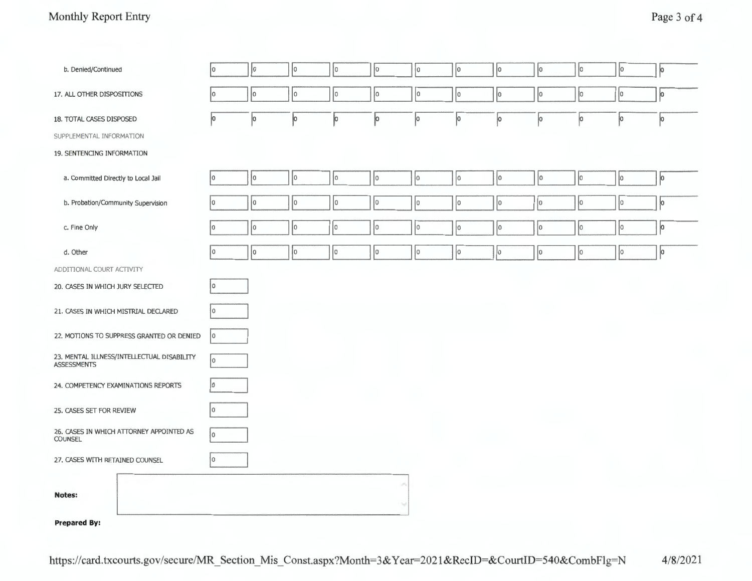| | | | | | | | | | | | | |
|---|---|---|---|---|---|---|---|---|---|---|---|---|
| b. Denied/Continued | 0 | 0 | 0 | 0 | 0 | 0 | 0 | 0 | 0 | 0 | 0 | 0 |
| 17. ALL OTHER DISPOSITIONS | 0 | 0 | 0 | 0 | 0 | 0 | 0 | 0 | 0 | 0 | 0 | 0 |
| 18. TOTAL CASES DISPOSED | 0 | 0 | 0 | 0 | 0 | 0 | 0 | 0 | 0 | 0 | 0 | 0 |

SUPPLEMENTAL INFORMATION

19. SENTENCING INFORMATION

| | | | | | | | | | | | | |
|---|---|---|---|---|---|---|---|---|---|---|---|---|
| a. Committed Directly to Local Jail | 0 | 0 | 0 | 0 | 0 | 0 | 0 | 0 | 0 | 0 | 0 | 0 |
| b. Probation/Community Supervision | 0 | 0 | 0 | 0 | 0 | 0 | 0 | 0 | 0 | 0 | 0 | 0 |
| c. Fine Only | 0 | 0 | 0 | 0 | 0 | 0 | 0 | 0 | 0 | 0 | 0 | 0 |
| d. Other | 0 | 0 | 0 | 0 | 0 | 0 | 0 | 0 | 0 | 0 | 0 | 0 |

ADDITIONAL COURT ACTIVITY

| | |
|---|---|
| 20. CASES IN WHICH JURY SELECTED | 0 |
| 21. CASES IN WHICH MISTRIAL DECLARED | 0 |
| 22. MOTIONS TO SUPPRESS GRANTED OR DENIED | 0 |
| 23. MENTAL ILLNESS/INTELLECTUAL DISABILITY ASSESSMENTS | 0 |
| 24. COMPETENCY EXAMINATIONS REPORTS | 0 |
| 25. CASES SET FOR REVIEW | 0 |
| 26. CASES IN WHICH ATTORNEY APPOINTED AS COUNSEL | 0 |
| 27. CASES WITH RETAINED COUNSEL | 0 |

**Notes:**

**Prepared By:**

https://card.txcourts.gov/secure/MR_Section_Mis_Const.aspx?Month=3&Year=2021&RecID=&CourtID=540&CombFlg=N 4/8/2021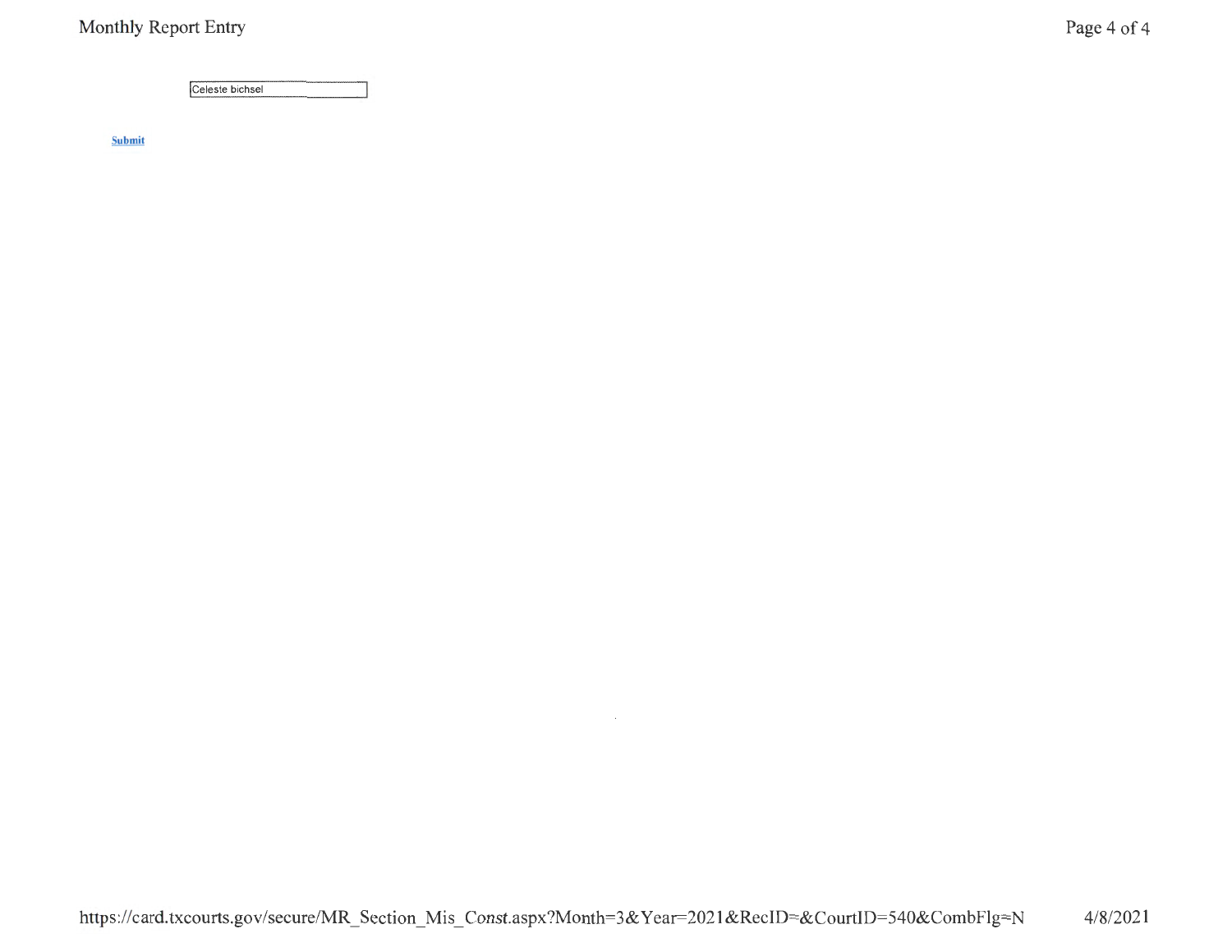Celeste bichsel

**Submit**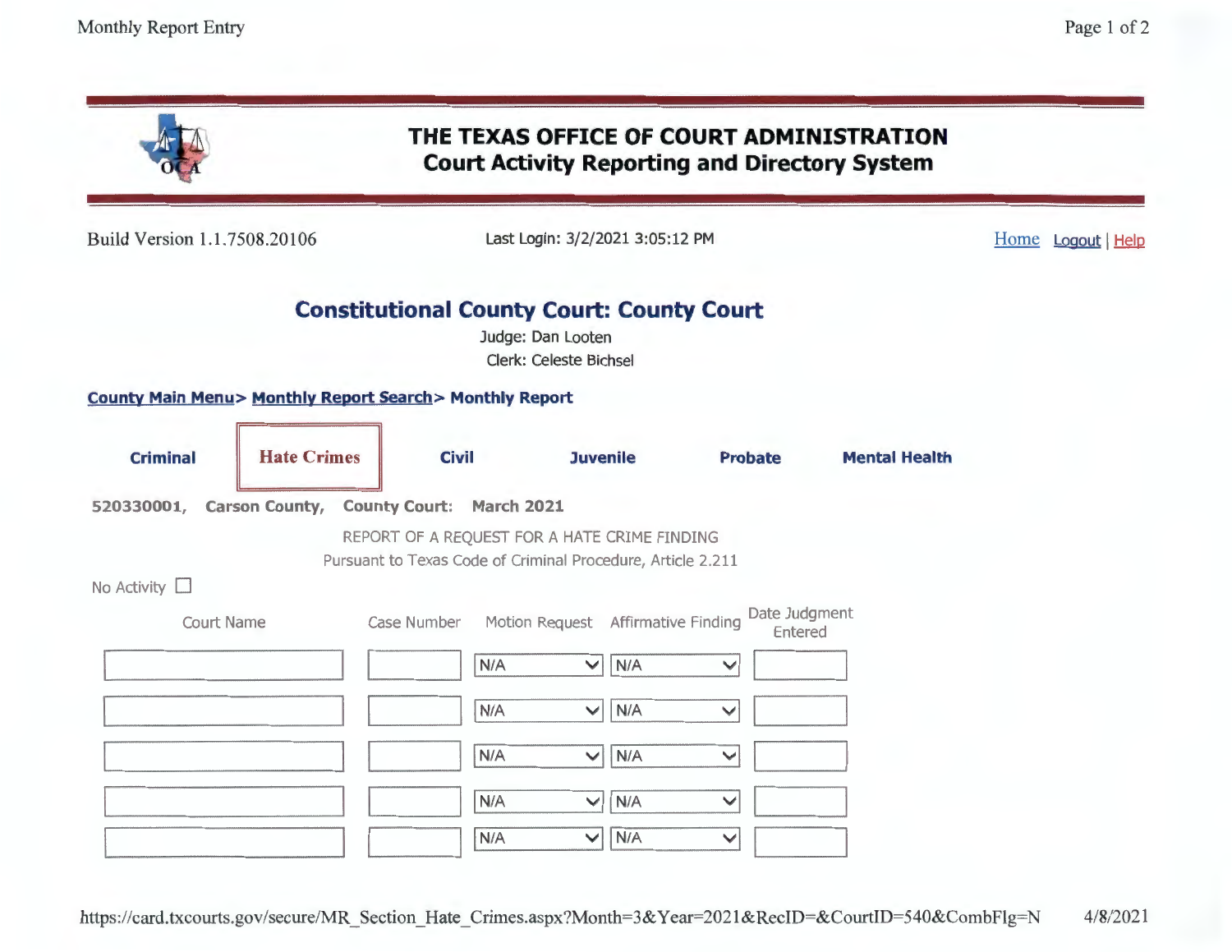# THE TEXAS OFFICE OF COURT ADMINISTRATION
## Court Activity Reporting and Directory System

Build Version 1.1.7508.20106 | Last Login: 3/2/2021 3:05:12 PM | Home Logout | Help

## Constitutional County Court: County Court

Judge: Dan Looten

Clerk: Celeste Bichsel

**County Main Menu > Monthly Report Search > Monthly Report**

Criminal | **Hate Crimes** | Civil | Juvenile | Probate | Mental Health

**520330001, Carson County, County Court: March 2021**

REPORT OF A REQUEST FOR A HATE CRIME FINDING

Pursuant to Texas Code of Criminal Procedure, Article 2.211

No Activity ☐

| Court Name | Case Number | Motion Request | Affirmative Finding | Date Judgment Entered |
|---|---|---|---|---|
| | | N/A | N/A | |
| | | N/A | N/A | |
| | | N/A | N/A | |
| | | N/A | N/A | |
| | | N/A | N/A | |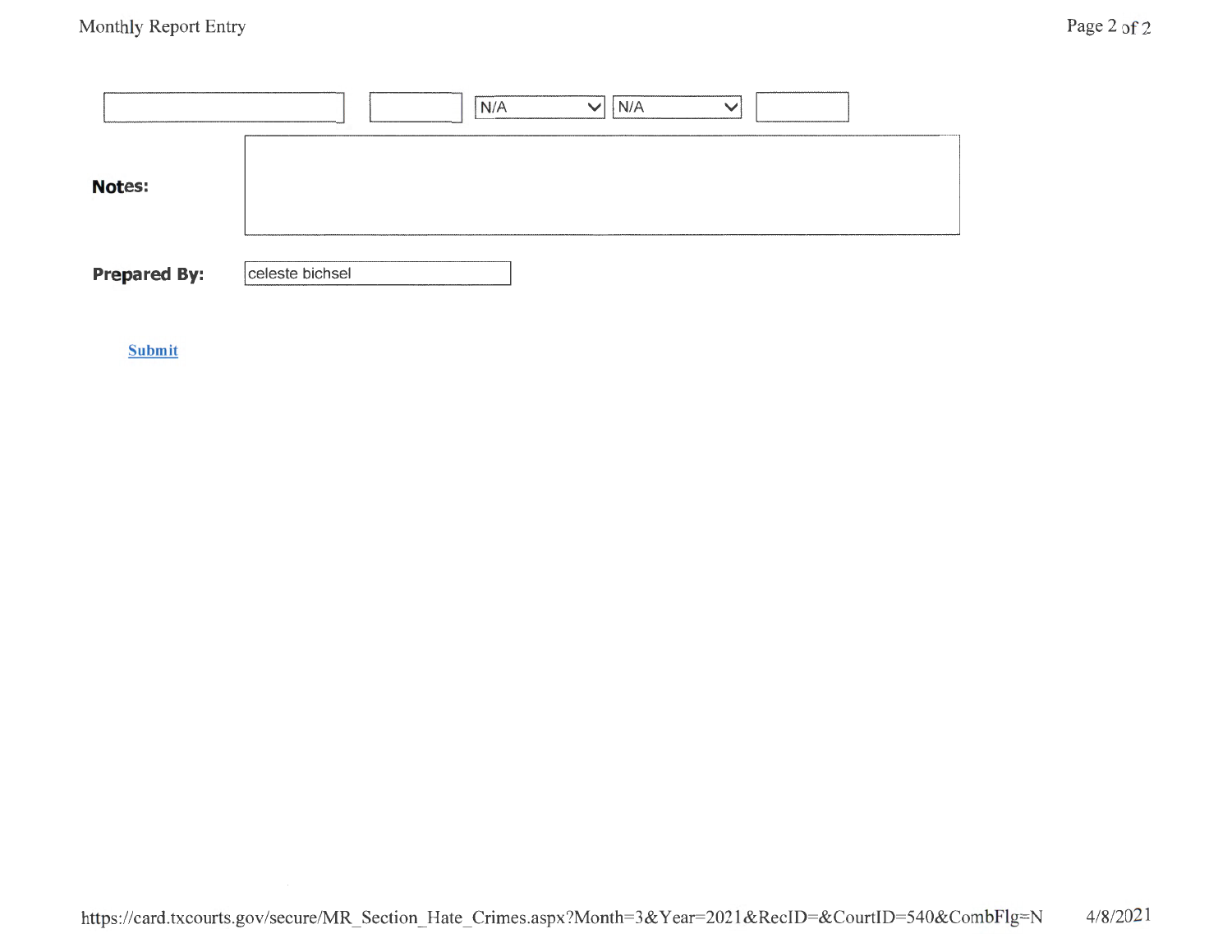| | | N/A | N/A | |
|---|---|---|---|---|

**Notes:**

**Prepared By:** celeste bichsel

Submit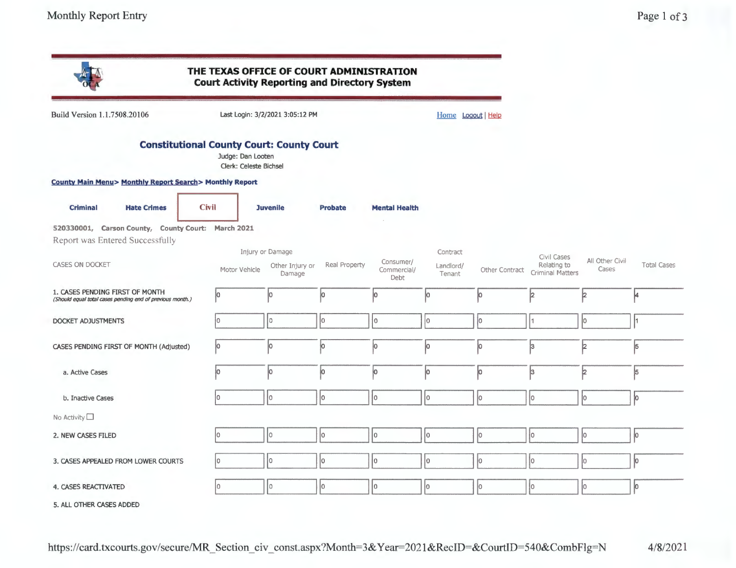# THE TEXAS OFFICE OF COURT ADMINISTRATION
## Court Activity Reporting and Directory System

Build Version 1.1.7508.20106

Last Login: 3/2/2021 3:05:12 PM

Home Logout | Help

## Constitutional County Court: County Court

Judge: Dan Looten

Clerk: Celeste Bichsel

County Main Menu > Monthly Report Search > Monthly Report

Criminal | Hate Crimes | **Civil** | Juvenile | Probate | Mental Health

520330001, Carson County, County Court: March 2021

Report was Entered Successfully

| CASES ON DOCKET | Injury or Damage | | Real Property | Contract | | | Civil Cases Relating to Criminal Matters | All Other Civil Cases | Total Cases |
|---|---|---|---|---|---|---|---|---|---|
| | Motor Vehicle | Other Injury or Damage | | Consumer/ Commercial/ Debt | Landlord/ Tenant | Other Contract | | | |
| 1. CASES PENDING FIRST OF MONTH *(Should equal total cases pending end of previous month.)* | 0 | 0 | 0 | 0 | 0 | 0 | 2 | 2 | 4 |
| DOCKET ADJUSTMENTS | 0 | 0 | 0 | 0 | 0 | 0 | 1 | 0 | 1 |
| CASES PENDING FIRST OF MONTH (Adjusted) | 0 | 0 | 0 | 0 | 0 | 0 | 3 | 2 | 5 |
| a. Active Cases | 0 | 0 | 0 | 0 | 0 | 0 | 3 | 2 | 5 |
| b. Inactive Cases | 0 | 0 | 0 | 0 | 0 | 0 | 0 | 0 | 0 |
| No Activity ☐ | | | | | | | | | |
| 2. NEW CASES FILED | 0 | 0 | 0 | 0 | 0 | 0 | 0 | 0 | 0 |
| 3. CASES APPEALED FROM LOWER COURTS | 0 | 0 | 0 | 0 | 0 | 0 | 0 | 0 | 0 |
| 4. CASES REACTIVATED | 0 | 0 | 0 | 0 | 0 | 0 | 0 | 0 | 0 |
| 5. ALL OTHER CASES ADDED | | | | | | | | | |

https://card.txcourts.gov/secure/MR_Section_civ_const.aspx?Month=3&Year=2021&RecID=&CourtID=540&CombFlg=N

4/8/2021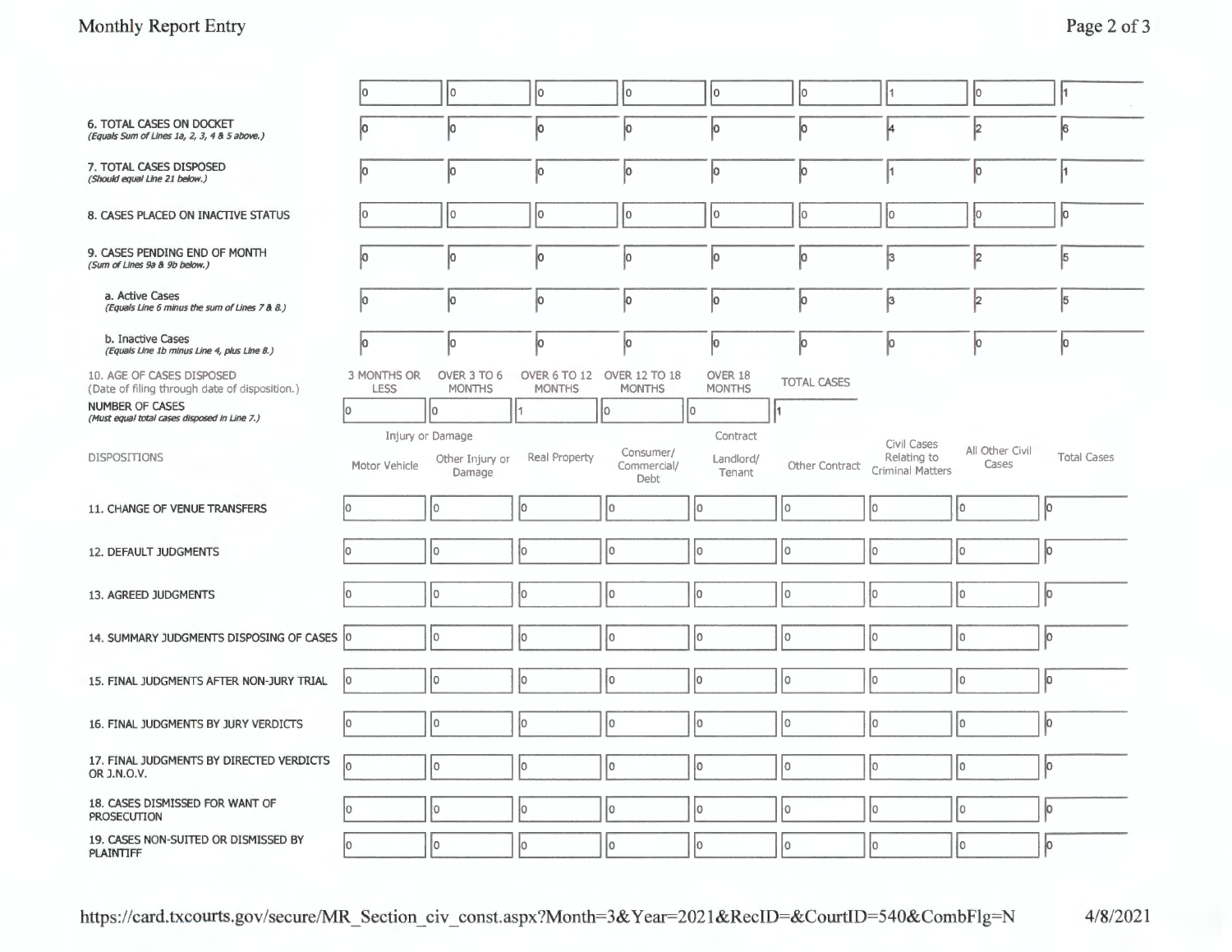| | | | | | | | | | |
|---|---|---|---|---|---|---|---|---|---|
| | 0 | 0 | 0 | 0 | 0 | 0 | 1 | 0 | 1 |
| 6. TOTAL CASES ON DOCKET *(Equals Sum of Lines 1a, 2, 3, 4 & 5 above.)* | 0 | 0 | 0 | 0 | 0 | 0 | 4 | 2 | 6 |
| 7. TOTAL CASES DISPOSED *(Should equal Line 21 below.)* | 0 | 0 | 0 | 0 | 0 | 0 | 1 | 0 | 1 |
| 8. CASES PLACED ON INACTIVE STATUS | 0 | 0 | 0 | 0 | 0 | 0 | 0 | 0 | 0 |
| 9. CASES PENDING END OF MONTH *(Sum of Lines 9a & 9b below.)* | 0 | 0 | 0 | 0 | 0 | 0 | 3 | 2 | 5 |
| a. Active Cases *(Equals Line 6 minus the sum of Lines 7 & 8.)* | 0 | 0 | 0 | 0 | 0 | 0 | 3 | 2 | 5 |
| b. Inactive Cases *(Equals Line 1b minus Line 4, plus Line 8.)* | 0 | 0 | 0 | 0 | 0 | 0 | 0 | 0 | 0 |

| 10. AGE OF CASES DISPOSED (Date of filing through date of disposition.) | 3 MONTHS OR LESS | OVER 3 TO 6 MONTHS | OVER 6 TO 12 MONTHS | OVER 12 TO 18 MONTHS | OVER 18 MONTHS | TOTAL CASES |
|---|---|---|---|---|---|---|
| NUMBER OF CASES *(Must equal total cases disposed in Line 7.)* | 0 | 0 | 1 | 0 | 0 | 1 |

| DISPOSITIONS | Injury or Damage | | | | Contract | | | | |
|---|---|---|---|---|---|---|---|---|---|
| | Motor Vehicle | Other Injury or Damage | Real Property | Consumer/ Commercial/ Debt | Landlord/ Tenant | Other Contract | Civil Cases Relating to Criminal Matters | All Other Civil Cases | Total Cases |
| 11. CHANGE OF VENUE TRANSFERS | 0 | 0 | 0 | 0 | 0 | 0 | 0 | 0 | 0 |
| 12. DEFAULT JUDGMENTS | 0 | 0 | 0 | 0 | 0 | 0 | 0 | 0 | 0 |
| 13. AGREED JUDGMENTS | 0 | 0 | 0 | 0 | 0 | 0 | 0 | 0 | 0 |
| 14. SUMMARY JUDGMENTS DISPOSING OF CASES | 0 | 0 | 0 | 0 | 0 | 0 | 0 | 0 | 0 |
| 15. FINAL JUDGMENTS AFTER NON-JURY TRIAL | 0 | 0 | 0 | 0 | 0 | 0 | 0 | 0 | 0 |
| 16. FINAL JUDGMENTS BY JURY VERDICTS | 0 | 0 | 0 | 0 | 0 | 0 | 0 | 0 | 0 |
| 17. FINAL JUDGMENTS BY DIRECTED VERDICTS OR J.N.O.V. | 0 | 0 | 0 | 0 | 0 | 0 | 0 | 0 | 0 |
| 18. CASES DISMISSED FOR WANT OF PROSECUTION | 0 | 0 | 0 | 0 | 0 | 0 | 0 | 0 | 0 |
| 19. CASES NON-SUITED OR DISMISSED BY PLAINTIFF | 0 | 0 | 0 | 0 | 0 | 0 | 0 | 0 | 0 |

https://card.txcourts.gov/secure/MR_Section_civ_const.aspx?Month=3&Year=2021&RecID=&CourtID=540&CombFlg=N 4/8/2021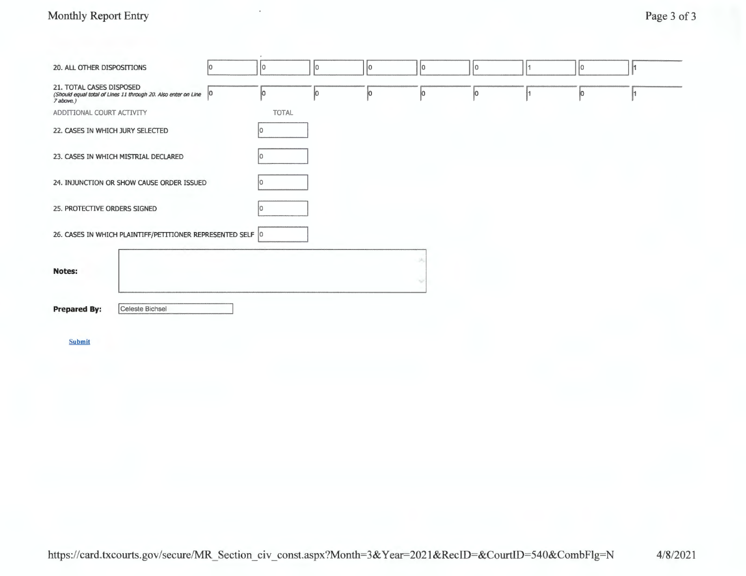| | | | | | | | | | |
|---|---|---|---|---|---|---|---|---|---|
| 20. ALL OTHER DISPOSITIONS | 0 | 0 | 0 | 0 | 0 | 0 | 1 | 0 | 1 |
| 21. TOTAL CASES DISPOSED *(Should equal total of Lines 11 through 20. Also enter on Line 7 above.)* | 0 | 0 | 0 | 0 | 0 | 0 | 1 | 0 | 1 |

| ADDITIONAL COURT ACTIVITY | TOTAL |
|---|---|
| 22. CASES IN WHICH JURY SELECTED | 0 |
| 23. CASES IN WHICH MISTRIAL DECLARED | 0 |
| 24. INJUNCTION OR SHOW CAUSE ORDER ISSUED | 0 |
| 25. PROTECTIVE ORDERS SIGNED | 0 |
| 26. CASES IN WHICH PLAINTIFF/PETITIONER REPRESENTED SELF | 0 |

**Notes:**

**Prepared By:** Celeste Bichsel

Submit

https://card.txcourts.gov/secure/MR_Section_civ_const.aspx?Month=3&Year=2021&RecID=&CourtID=540&CombFlg=N 4/8/2021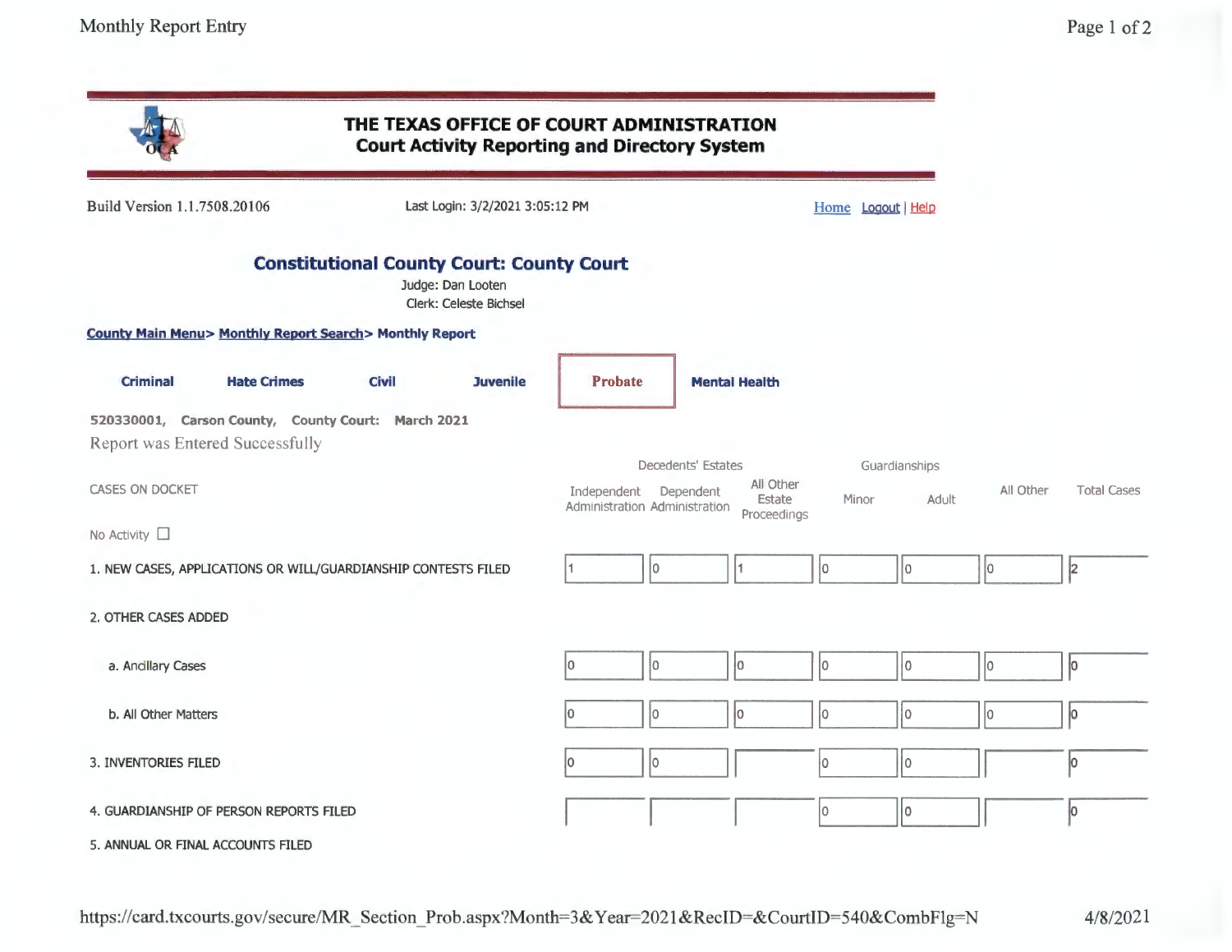# THE TEXAS OFFICE OF COURT ADMINISTRATION
## Court Activity Reporting and Directory System

Build Version 1.1.7508.20106

Last Login: 3/2/2021 3:05:12 PM

Home Logout | Help

## Constitutional County Court: County Court

Judge: Dan Looten

Clerk: Celeste Bichsel

**County Main Menu> Monthly Report Search> Monthly Report**

**Criminal** **Hate Crimes** **Civil** **Juvenile** **Probate** **Mental Health**

**520330001, Carson County, County Court: March 2021**

Report was Entered Successfully

| CASES ON DOCKET | Decedents' Estates | | | Guardianships | | | |
|---|---|---|---|---|---|---|---|
| | Independent Administration | Dependent Administration | All Other Estate Proceedings | Minor | Adult | All Other | Total Cases |
| No Activity ☐ | | | | | | | |
| 1. NEW CASES, APPLICATIONS OR WILL/GUARDIANSHIP CONTESTS FILED | 1 | 0 | 1 | 0 | 0 | 0 | 2 |
| 2. OTHER CASES ADDED | | | | | | | |
| a. Ancillary Cases | 0 | 0 | 0 | 0 | 0 | 0 | 0 |
| b. All Other Matters | 0 | 0 | 0 | 0 | 0 | 0 | 0 |
| 3. INVENTORIES FILED | 0 | 0 | | 0 | 0 | | 0 |
| 4. GUARDIANSHIP OF PERSON REPORTS FILED | | | | 0 | 0 | | 0 |
| 5. ANNUAL OR FINAL ACCOUNTS FILED | | | | | | | |

https://card.txcourts.gov/secure/MR_Section_Prob.aspx?Month=3&Year=2021&RecID=&CourtID=540&CombFlg=N 4/8/2021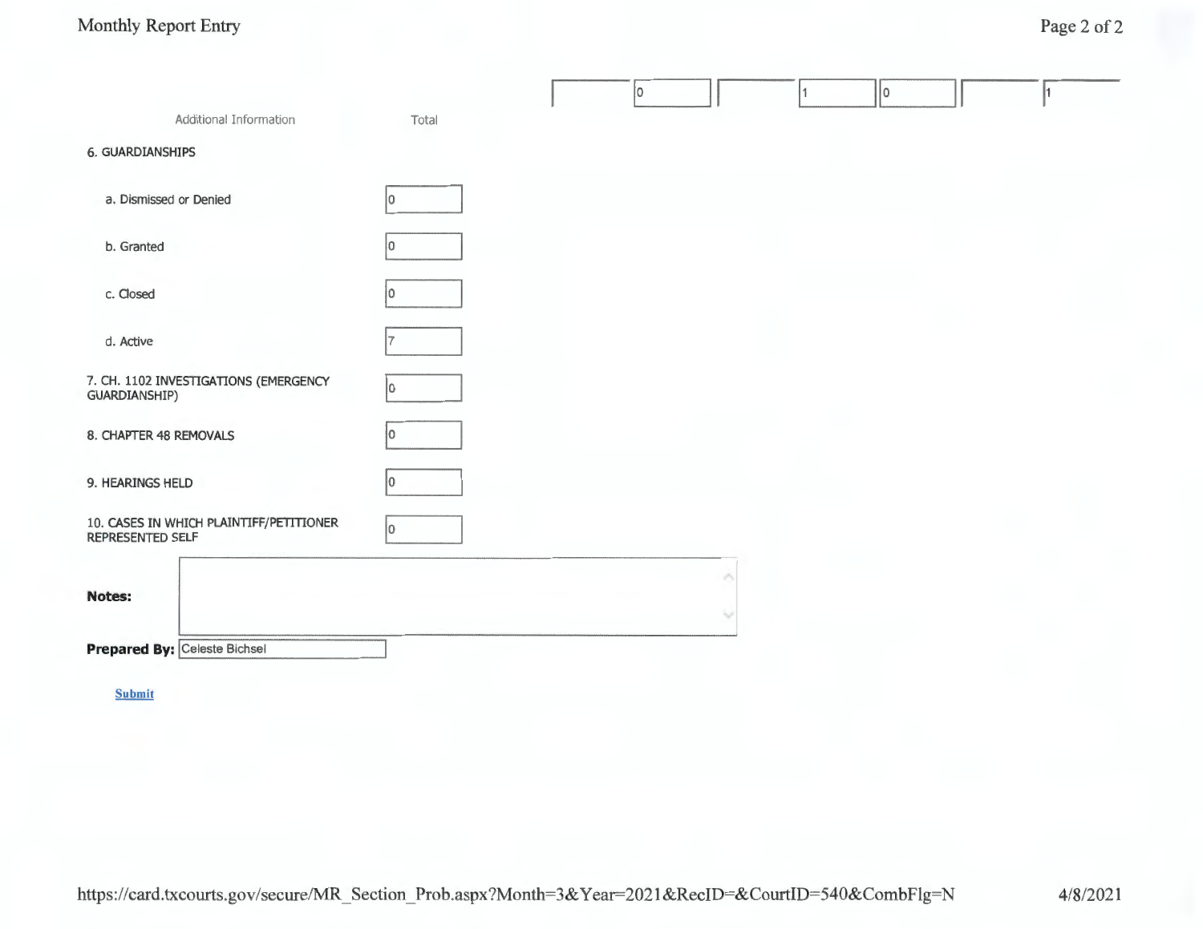Monthly Report Entry

| | | | | | | |
|---|---|---|---|---|---|---|
| | 0 | | 1 | 0 | | 1 |

| Additional Information | Total |
|---|---|
| 6. GUARDIANSHIPS | |
| a. Dismissed or Denied | 0 |
| b. Granted | 0 |
| c. Closed | 0 |
| d. Active | 7 |
| 7. CH. 1102 INVESTIGATIONS (EMERGENCY GUARDIANSHIP) | 0 |
| 8. CHAPTER 48 REMOVALS | 0 |
| 9. HEARINGS HELD | 0 |
| 10. CASES IN WHICH PLAINTIFF/PETITIONER REPRESENTED SELF | 0 |

**Notes:**

**Prepared By:** Celeste Bichsel

Submit

https://card.txcourts.gov/secure/MR_Section_Prob.aspx?Month=3&Year=2021&RecID=&CourtID=540&CombFlg=N 4/8/2021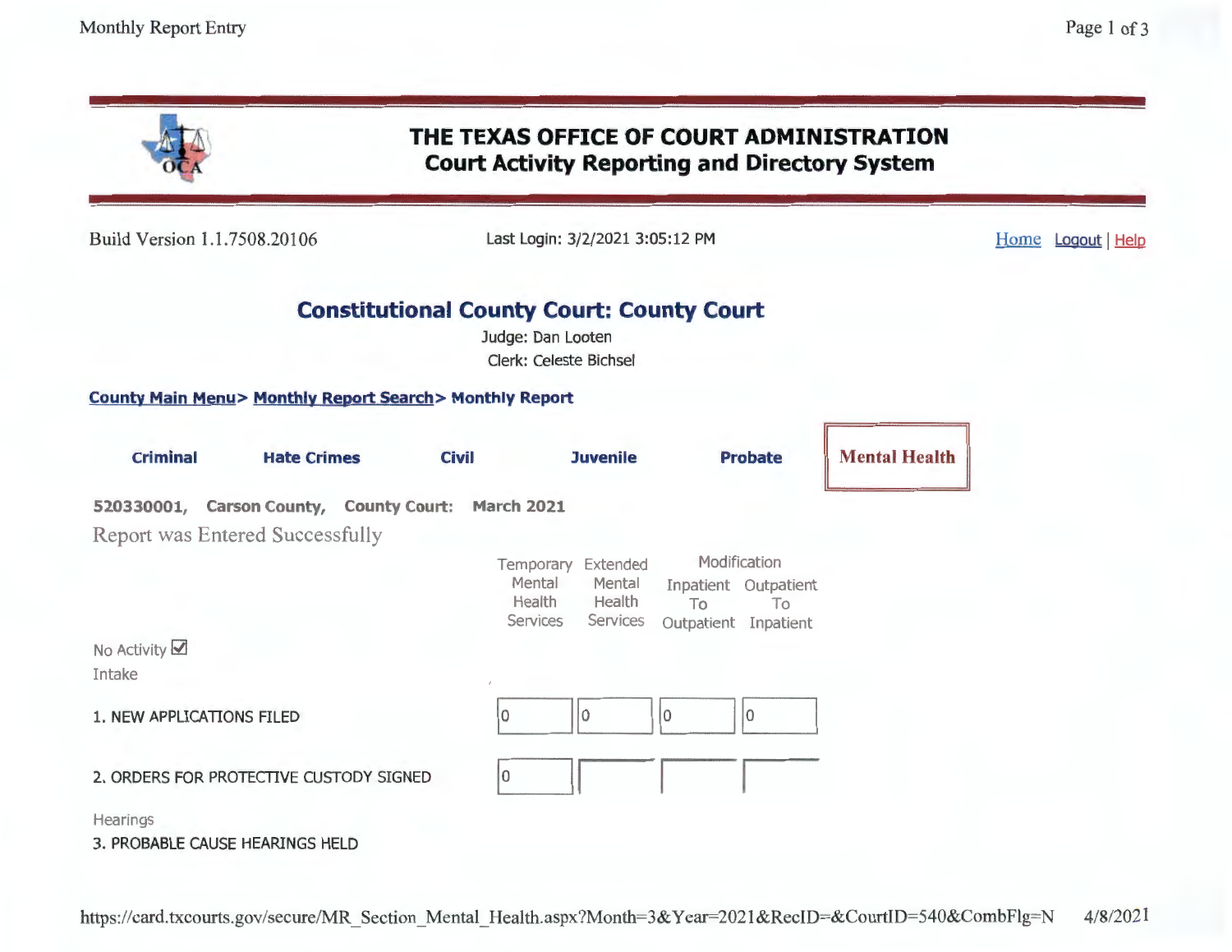# THE TEXAS OFFICE OF COURT ADMINISTRATION
## Court Activity Reporting and Directory System

Build Version 1.1.7508.20106

Last Login: 3/2/2021 3:05:12 PM

Home Logout | Help

## Constitutional County Court: County Court

Judge: Dan Looten

Clerk: Celeste Bichsel

**County Main Menu> Monthly Report Search> Monthly Report**

**Criminal** **Hate Crimes** **Civil** **Juvenile** **Probate** **Mental Health**

**520330001, Carson County, County Court: March 2021**

Report was Entered Successfully

| | Temporary Mental Health Services | Extended Mental Health Services | Modification Inpatient To Outpatient | Modification Outpatient To Inpatient |
|---|---|---|---|---|
| No Activity ☑ | | | | |
| Intake | | | | |
| 1. NEW APPLICATIONS FILED | 0 | 0 | 0 | 0 |
| 2. ORDERS FOR PROTECTIVE CUSTODY SIGNED | 0 | | | |
| Hearings | | | | |
| 3. PROBABLE CAUSE HEARINGS HELD | | | | |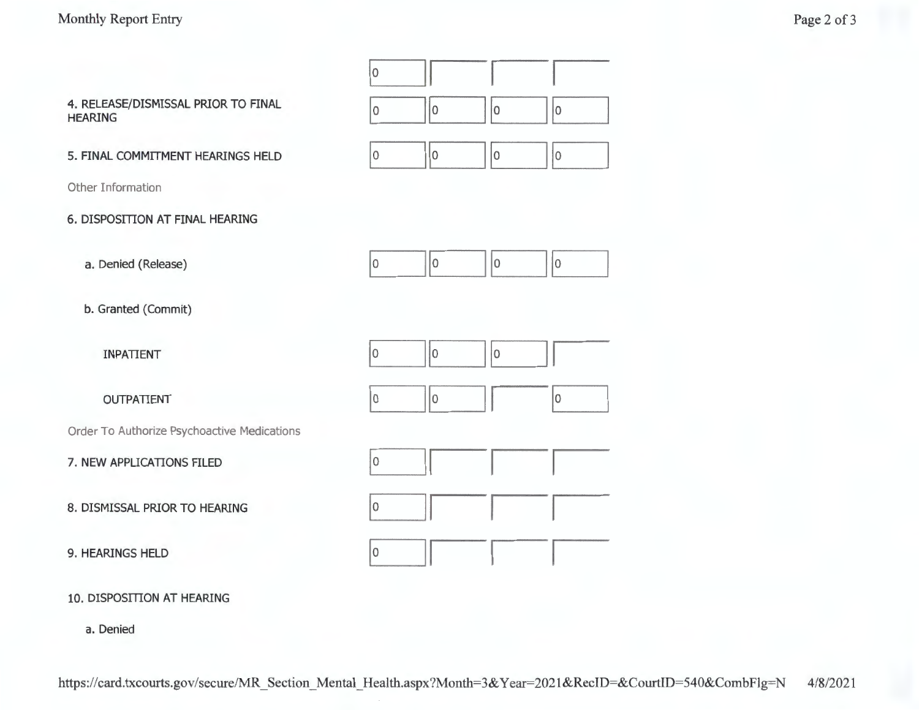| | | | | |
|---|---|---|---|---|
| | 0 | | | |
| 4. RELEASE/DISMISSAL PRIOR TO FINAL HEARING | 0 | 0 | 0 | 0 |
| 5. FINAL COMMITMENT HEARINGS HELD | 0 | 0 | 0 | 0 |

Other Information

6. DISPOSITION AT FINAL HEARING

| | | | | |
|---|---|---|---|---|
| a. Denied (Release) | 0 | 0 | 0 | 0 |
| b. Granted (Commit) | | | | |
| INPATIENT | 0 | 0 | 0 | |
| OUTPATIENT | 0 | 0 | | 0 |

Order To Authorize Psychoactive Medications

| | | | | |
|---|---|---|---|---|
| 7. NEW APPLICATIONS FILED | 0 | | | |
| 8. DISMISSAL PRIOR TO HEARING | 0 | | | |
| 9. HEARINGS HELD | 0 | | | |

10. DISPOSITION AT HEARING

a. Denied

https://card.txcourts.gov/secure/MR_Section_Mental_Health.aspx?Month=3&Year=2021&RecID=&CourtID=540&CombFlg=N 4/8/2021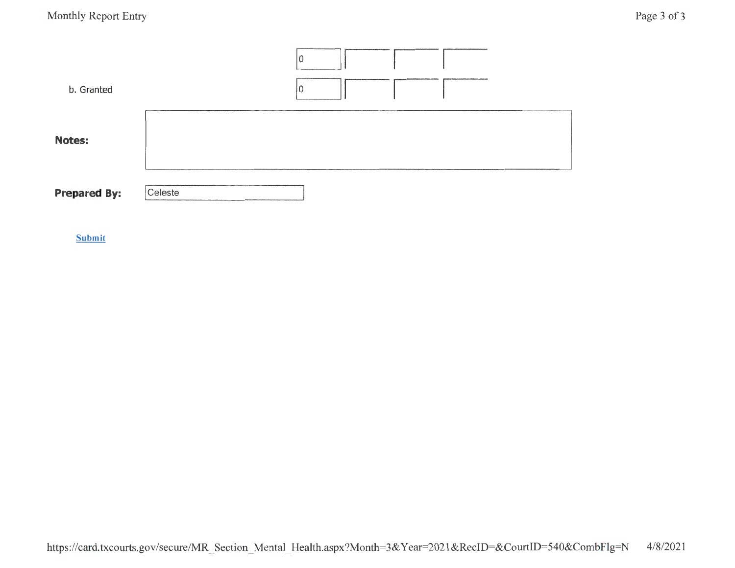| | | | | |
|---|---|---|---|---|
| | 0 | | | |
| b. Granted | 0 | | | |

**Notes:**

**Prepared By:** Celeste

Submit

https://card.txcourts.gov/secure/MR_Section_Mental_Health.aspx?Month=3&Year=2021&RecID=&CourtID=540&CombFlg=N 4/8/2021